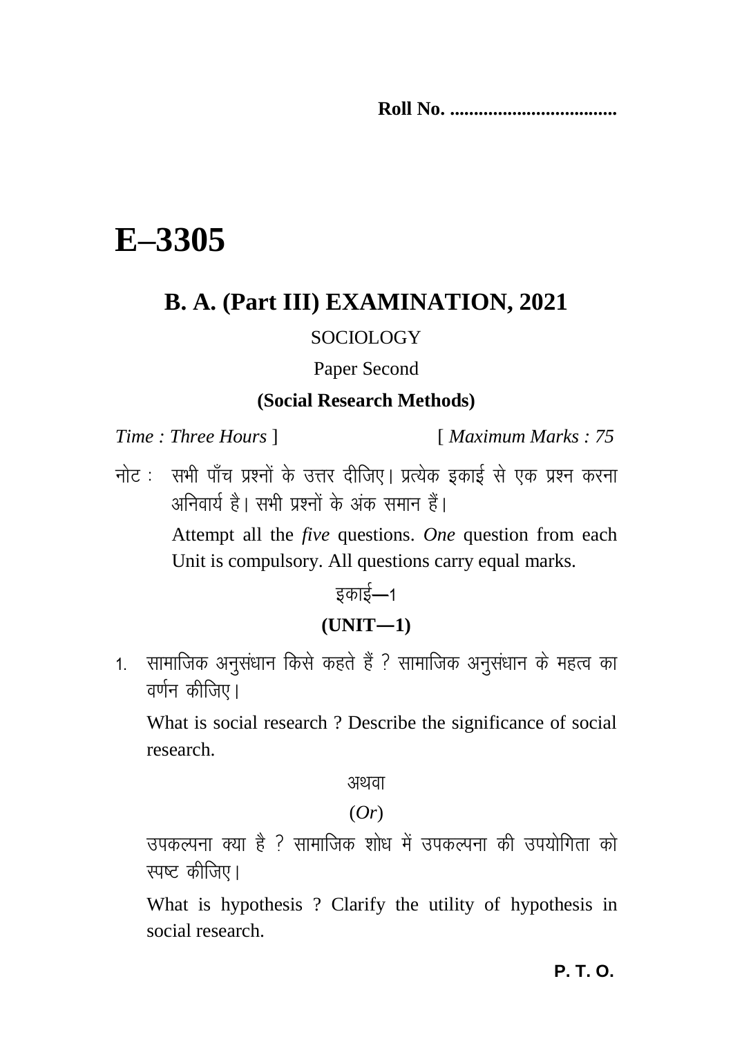**Roll No. ..................................**

# E–3305

## B. A. (Part III) EXAMINATION, 2021

SOCIOLOGY

Paper Second

**(Social Research Methods)**

*Time : Three Hours* ] [ *Maximum Marks : 75*

नोट : सभी पाँच प्रश्नों के उत्तर दीजिए। प्रत्येक इकाई से एक प्रश्न करना अनिवार्य है। सभी प्रश्नों के अंक समान हैं।

Attempt all the *five* questions. *One* question from each Unit is compulsory. All questions carry equal marks.

इकाई—1

**(UNIT—1)**

1. सामाजिक अनुसंधान किसे कहते हैं ? सामाजिक अनुसंधान के महत्व का वर्णन कीजिए।

   What is social research ? Describe the significance of social research.

   अथवा

   (*Or*)

   उपकल्पना क्या है ? सामाजिक शोध में उपकल्पना की उपयोगिता को स्पष्ट कीजिए।

   What is hypothesis ? Clarify the utility of hypothesis in social research.

**P. T. O.**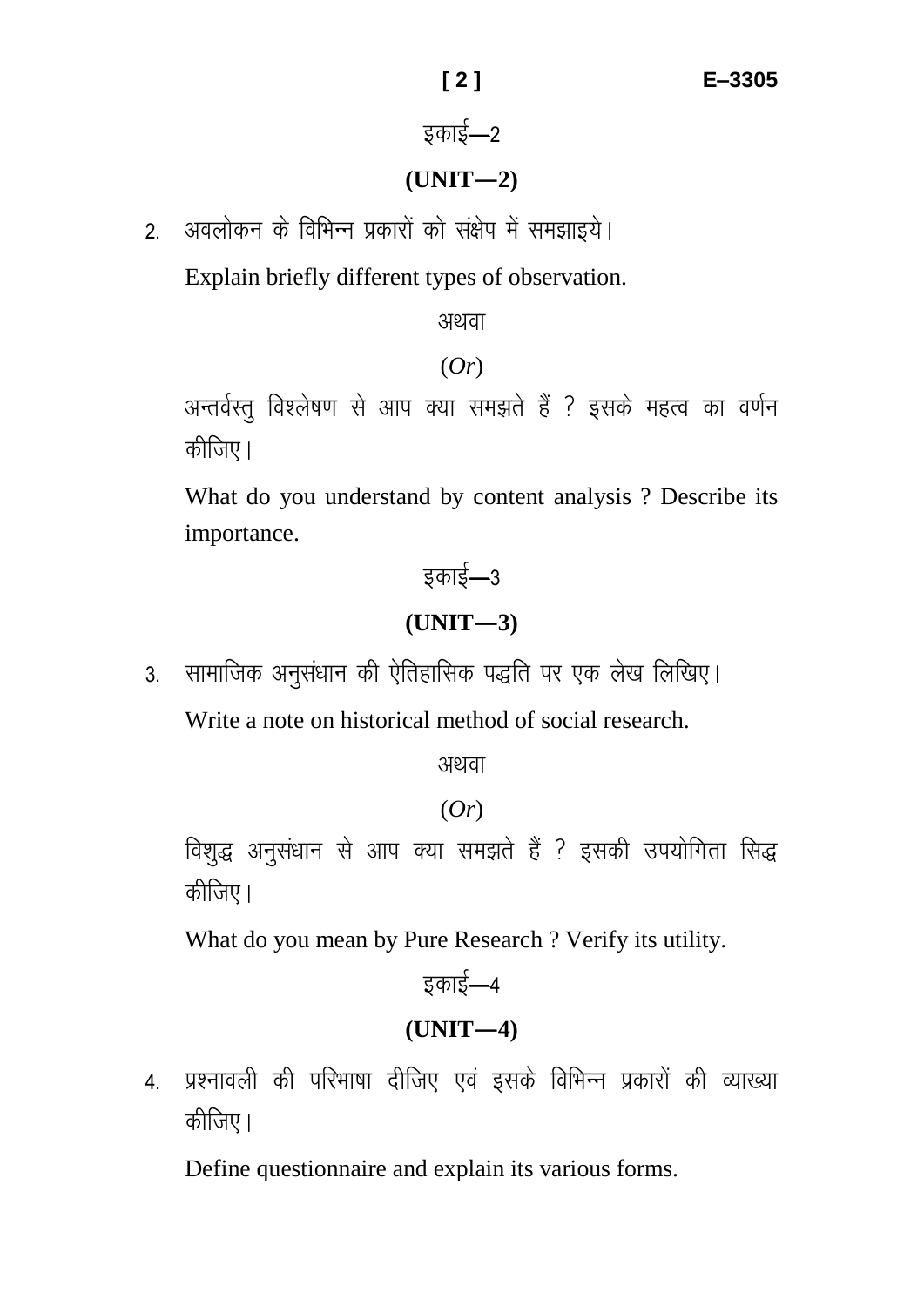## इकाई—2

## (UNIT—2)

2. अवलोकन के विभिन्न प्रकारों को संक्षेप में समझाइये।

   Explain briefly different types of observation.

   अथवा

   (*Or*)

   अन्तर्वस्तु विश्लेषण से आप क्या समझते हैं ? इसके महत्व का वर्णन कीजिए।

   What do you understand by content analysis ? Describe its importance.

## इकाई—3

## (UNIT—3)

3. सामाजिक अनुसंधान की ऐतिहासिक पद्धति पर एक लेख लिखिए।

   Write a note on historical method of social research.

   अथवा

   (*Or*)

   विशुद्ध अनुसंधान से आप क्या समझते हैं ? इसकी उपयोगिता सिद्ध कीजिए।

   What do you mean by Pure Research ? Verify its utility.

## इकाई—4

## (UNIT—4)

4. प्रश्नावली की परिभाषा दीजिए एवं इसके विभिन्न प्रकारों की व्याख्या कीजिए।

   Define questionnaire and explain its various forms.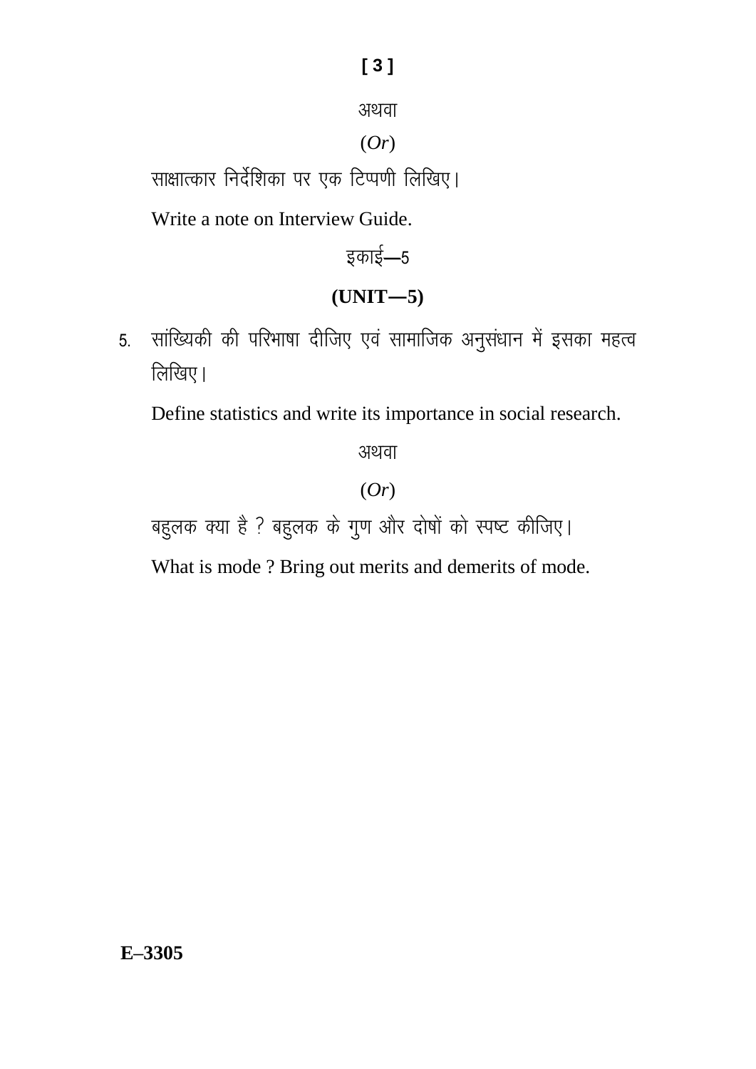अथवा

(*Or*)

साक्षात्कार निर्देशिका पर एक टिप्पणी लिखिए।

Write a note on Interview Guide.

इकाई—5

**(UNIT—5)**

5. सांख्यिकी की परिभाषा दीजिए एवं सामाजिक अनुसंधान में इसका महत्व लिखिए।

   Define statistics and write its importance in social research.

अथवा

(*Or*)

बहुलक क्या है ? बहुलक के गुण और दोषों को स्पष्ट कीजिए।

What is mode ? Bring out merits and demerits of mode.

**E–3305**